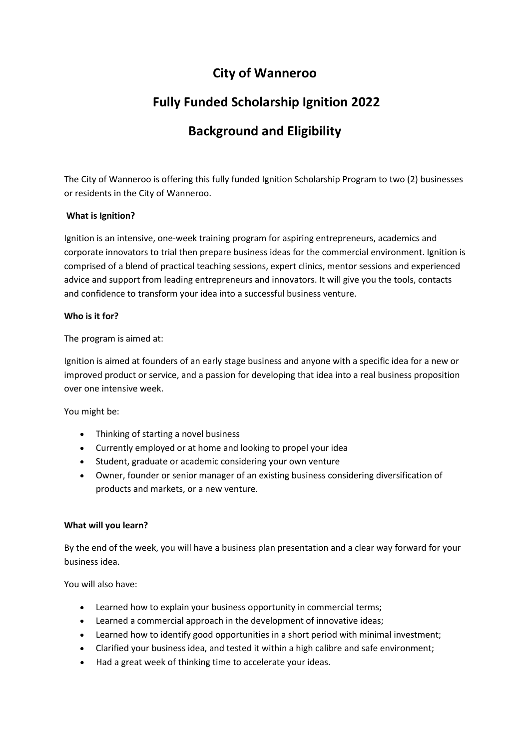# City of Wanneroo

# Fully Funded Scholarship Ignition 2022

# Background and Eligibility

The City of Wanneroo is offering this fully funded Ignition Scholarship Program to two (2) businesses or residents in the City of Wanneroo.

**What is Ignition?**

Ignition is an intensive, one-week training program for aspiring entrepreneurs, academics and corporate innovators to trial then prepare business ideas for the commercial environment. Ignition is comprised of a blend of practical teaching sessions, expert clinics, mentor sessions and experienced advice and support from leading entrepreneurs and innovators. It will give you the tools, contacts and confidence to transform your idea into a successful business venture.

**Who is it for?**

The program is aimed at:

Ignition is aimed at founders of an early stage business and anyone with a specific idea for a new or improved product or service, and a passion for developing that idea into a real business proposition over one intensive week.

You might be:

- Thinking of starting a novel business
- Currently employed or at home and looking to propel your idea
- Student, graduate or academic considering your own venture
- Owner, founder or senior manager of an existing business considering diversification of products and markets, or a new venture.

**What will you learn?**

By the end of the week, you will have a business plan presentation and a clear way forward for your business idea.

You will also have:

- Learned how to explain your business opportunity in commercial terms;
- Learned a commercial approach in the development of innovative ideas;
- Learned how to identify good opportunities in a short period with minimal investment;
- Clarified your business idea, and tested it within a high calibre and safe environment;
- Had a great week of thinking time to accelerate your ideas.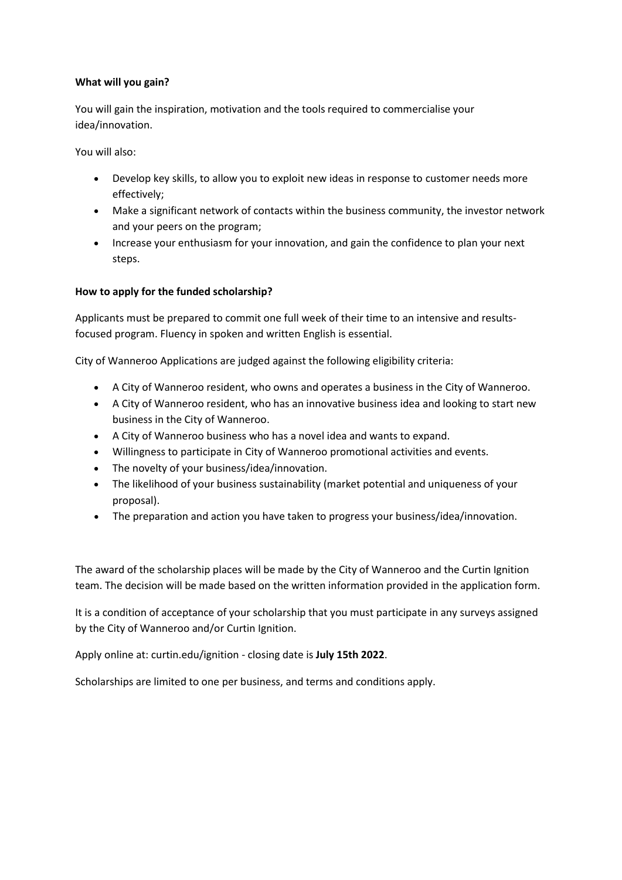**What will you gain?**

You will gain the inspiration, motivation and the tools required to commercialise your idea/innovation.

You will also:

- Develop key skills, to allow you to exploit new ideas in response to customer needs more effectively;
- Make a significant network of contacts within the business community, the investor network and your peers on the program;
- Increase your enthusiasm for your innovation, and gain the confidence to plan your next steps.

**How to apply for the funded scholarship?**

Applicants must be prepared to commit one full week of their time to an intensive and results-focused program. Fluency in spoken and written English is essential.

City of Wanneroo Applications are judged against the following eligibility criteria:

- A City of Wanneroo resident, who owns and operates a business in the City of Wanneroo.
- A City of Wanneroo resident, who has an innovative business idea and looking to start new business in the City of Wanneroo.
- A City of Wanneroo business who has a novel idea and wants to expand.
- Willingness to participate in City of Wanneroo promotional activities and events.
- The novelty of your business/idea/innovation.
- The likelihood of your business sustainability (market potential and uniqueness of your proposal).
- The preparation and action you have taken to progress your business/idea/innovation.

The award of the scholarship places will be made by the City of Wanneroo and the Curtin Ignition team. The decision will be made based on the written information provided in the application form.

It is a condition of acceptance of your scholarship that you must participate in any surveys assigned by the City of Wanneroo and/or Curtin Ignition.

Apply online at: curtin.edu/ignition - closing date is **July 15th 2022**.

Scholarships are limited to one per business, and terms and conditions apply.